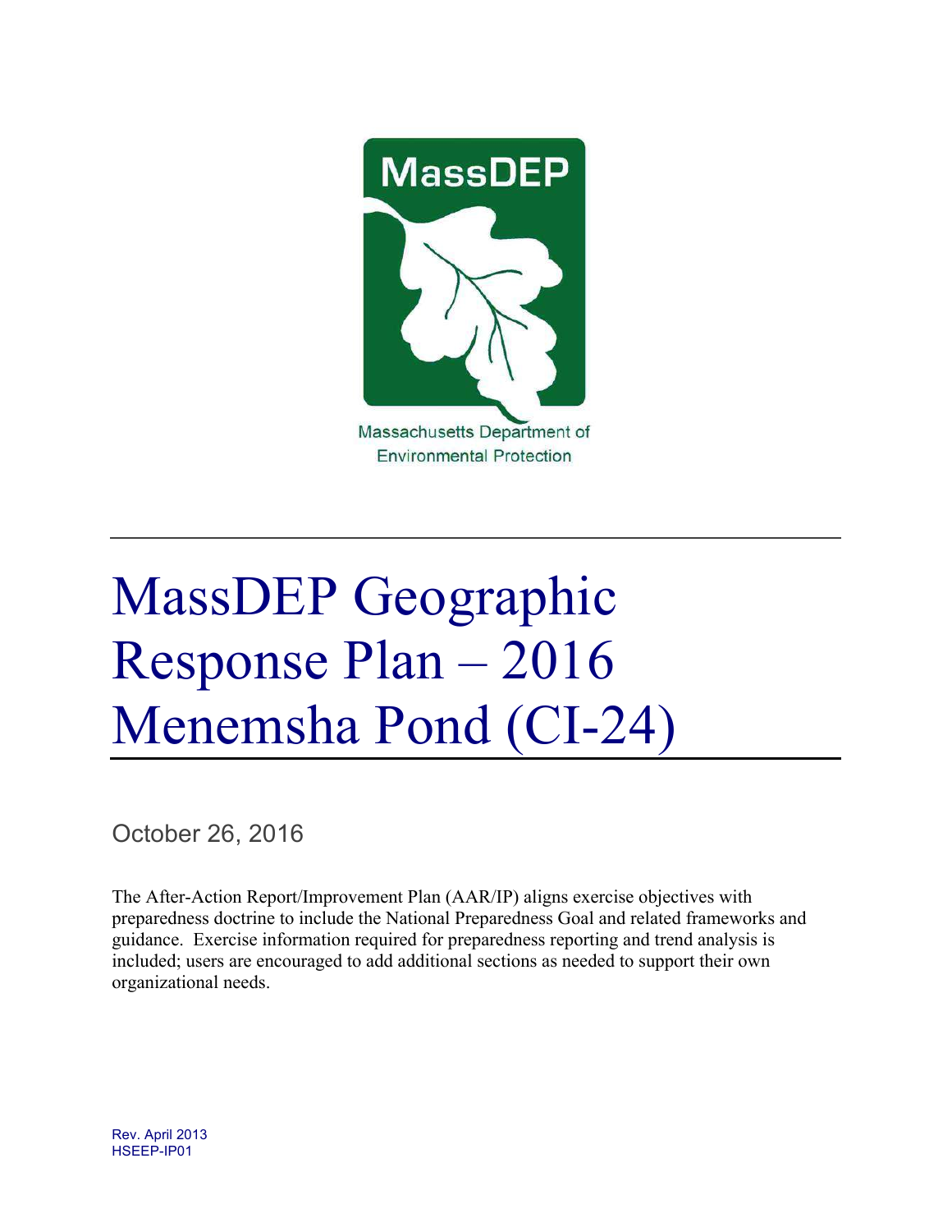MassDEP

Massachusetts Department of Environmental Protection

# MassDEP Geographic Response Plan – 2016 Menemsha Pond (CI-24)

October 26, 2016

The After-Action Report/Improvement Plan (AAR/IP) aligns exercise objectives with preparedness doctrine to include the National Preparedness Goal and related frameworks and guidance. Exercise information required for preparedness reporting and trend analysis is included; users are encouraged to add additional sections as needed to support their own organizational needs.

Rev. April 2013
HSEEP-IP01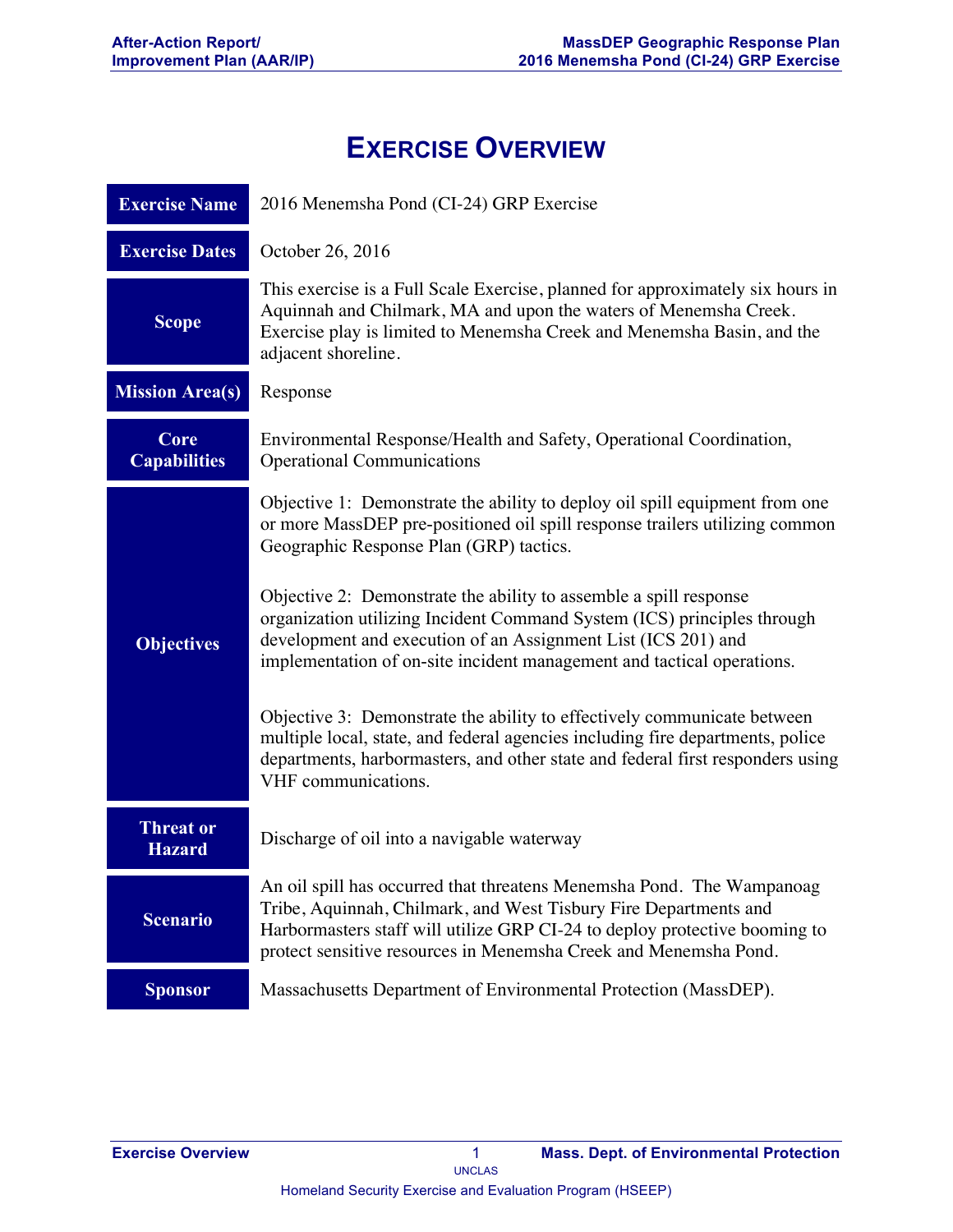# Exercise Overview

| | |
|---|---|
| **Exercise Name** | 2016 Menemsha Pond (CI-24) GRP Exercise |
| **Exercise Dates** | October 26, 2016 |
| **Scope** | This exercise is a Full Scale Exercise, planned for approximately six hours in Aquinnah and Chilmark, MA and upon the waters of Menemsha Creek. Exercise play is limited to Menemsha Creek and Menemsha Basin, and the adjacent shoreline. |
| **Mission Area(s)** | Response |
| **Core Capabilities** | Environmental Response/Health and Safety, Operational Coordination, Operational Communications |
| **Objectives** | Objective 1: Demonstrate the ability to deploy oil spill equipment from one or more MassDEP pre-positioned oil spill response trailers utilizing common Geographic Response Plan (GRP) tactics.<br><br>Objective 2: Demonstrate the ability to assemble a spill response organization utilizing Incident Command System (ICS) principles through development and execution of an Assignment List (ICS 201) and implementation of on-site incident management and tactical operations.<br><br>Objective 3: Demonstrate the ability to effectively communicate between multiple local, state, and federal agencies including fire departments, police departments, harbormasters, and other state and federal first responders using VHF communications. |
| **Threat or Hazard** | Discharge of oil into a navigable waterway |
| **Scenario** | An oil spill has occurred that threatens Menemsha Pond. The Wampanoag Tribe, Aquinnah, Chilmark, and West Tisbury Fire Departments and Harbormasters staff will utilize GRP CI-24 to deploy protective booming to protect sensitive resources in Menemsha Creek and Menemsha Pond. |
| **Sponsor** | Massachusetts Department of Environmental Protection (MassDEP). |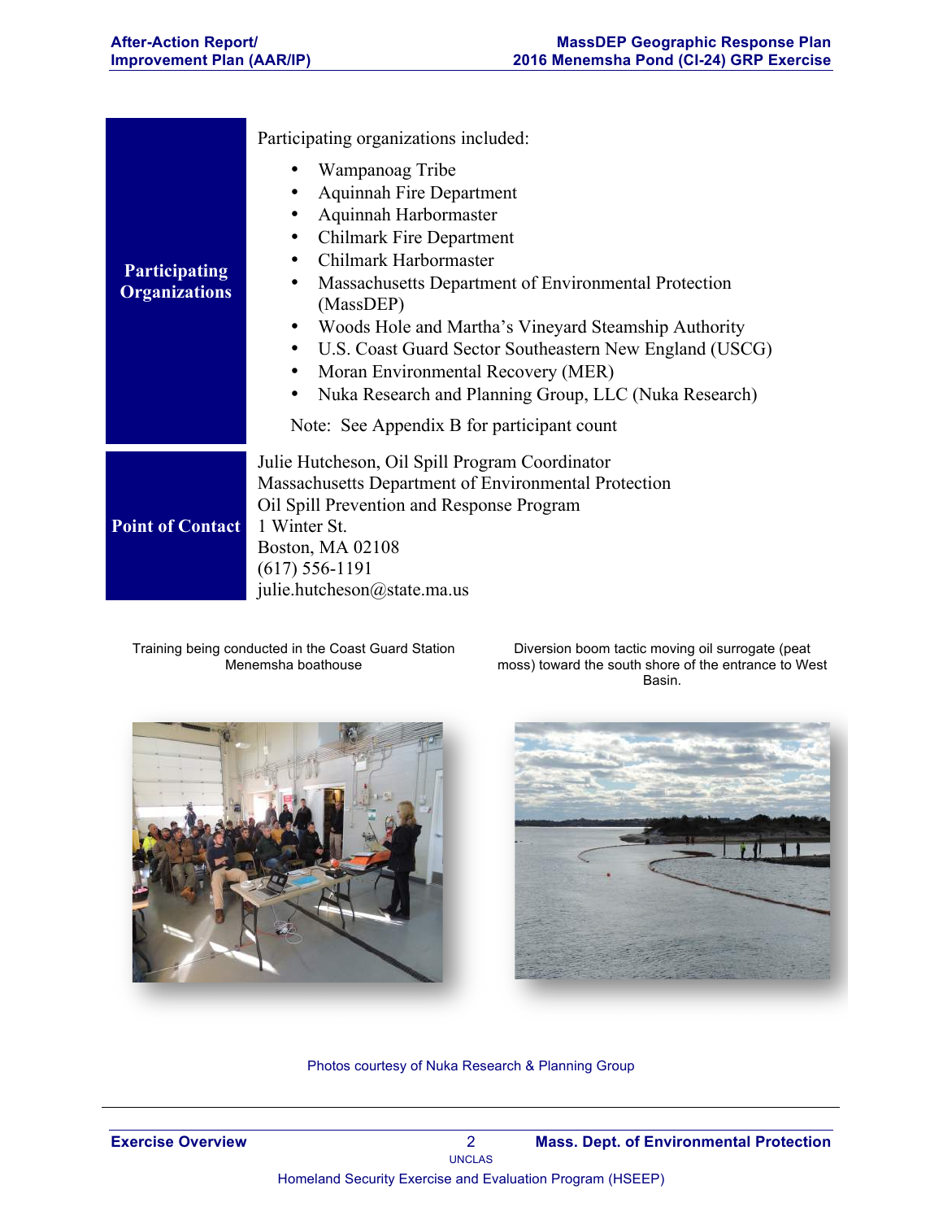| | |
|---|---|
| **Participating Organizations** | Participating organizations included:<br>• Wampanoag Tribe<br>• Aquinnah Fire Department<br>• Aquinnah Harbormaster<br>• Chilmark Fire Department<br>• Chilmark Harbormaster<br>• Massachusetts Department of Environmental Protection (MassDEP)<br>• Woods Hole and Martha's Vineyard Steamship Authority<br>• U.S. Coast Guard Sector Southeastern New England (USCG)<br>• Moran Environmental Recovery (MER)<br>• Nuka Research and Planning Group, LLC (Nuka Research)<br><br>Note: See Appendix B for participant count |
| **Point of Contact** | Julie Hutcheson, Oil Spill Program Coordinator<br>Massachusetts Department of Environmental Protection<br>Oil Spill Prevention and Response Program<br>1 Winter St.<br>Boston, MA 02108<br>(617) 556-1191<br>julie.hutcheson@state.ma.us |

Training being conducted in the Coast Guard Station Menemsha boathouse

Diversion boom tactic moving oil surrogate (peat moss) toward the south shore of the entrance to West Basin.

Photos courtesy of Nuka Research & Planning Group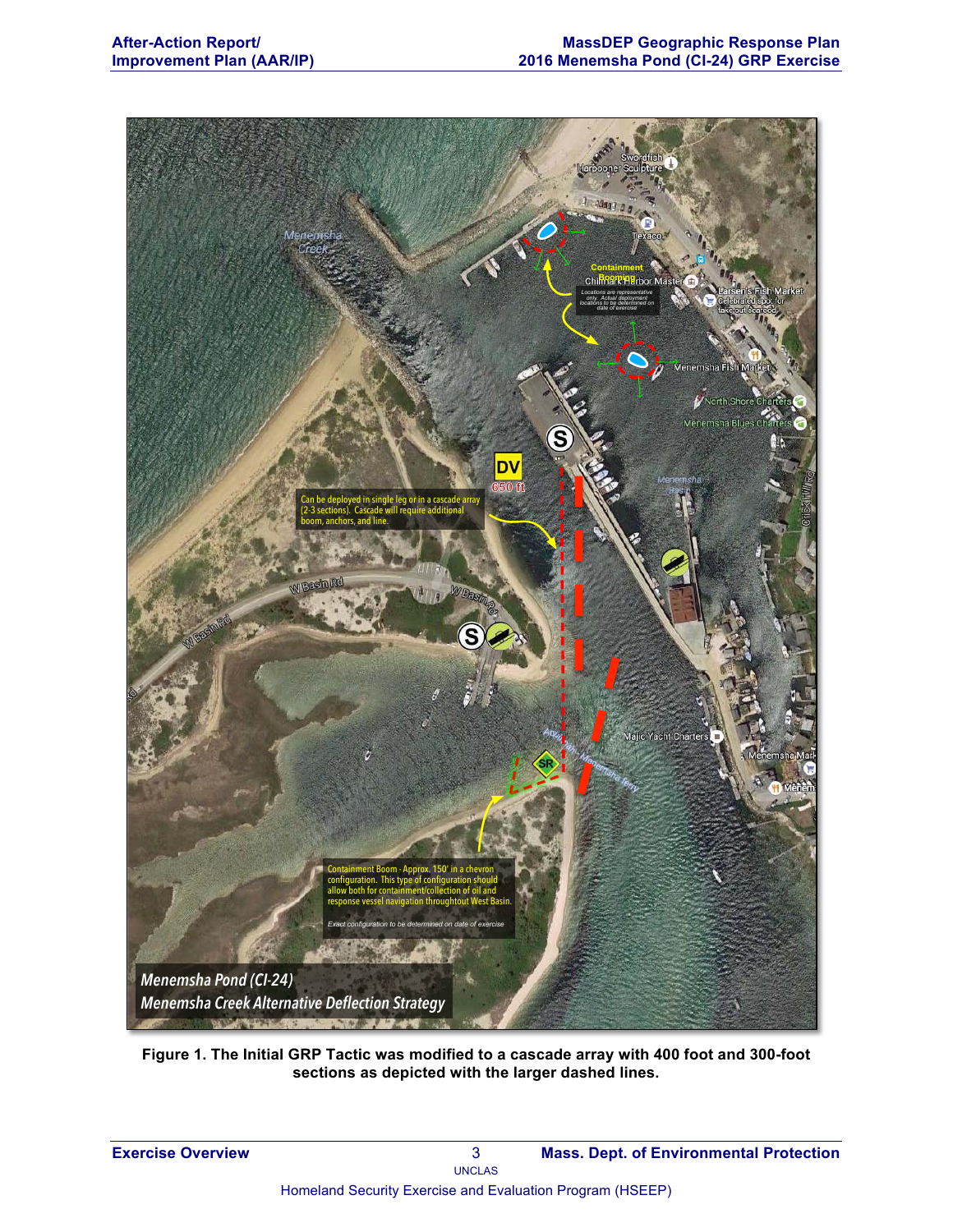Figure 1. The Initial GRP Tactic was modified to a cascade array with 400 foot and 300-foot sections as depicted with the larger dashed lines.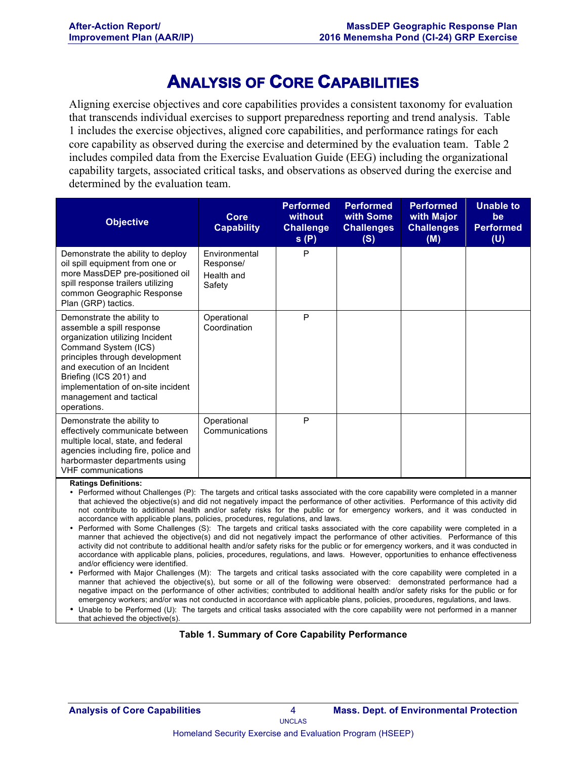# Analysis of Core Capabilities

Aligning exercise objectives and core capabilities provides a consistent taxonomy for evaluation that transcends individual exercises to support preparedness reporting and trend analysis. Table 1 includes the exercise objectives, aligned core capabilities, and performance ratings for each core capability as observed during the exercise and determined by the evaluation team. Table 2 includes compiled data from the Exercise Evaluation Guide (EEG) including the organizational capability targets, associated critical tasks, and observations as observed during the exercise and determined by the evaluation team.

| Objective | Core Capability | Performed without Challenges (P) | Performed with Some Challenges (S) | Performed with Major Challenges (M) | Unable to be Performed (U) |
|---|---|---|---|---|---|
| Demonstrate the ability to deploy oil spill equipment from one or more MassDEP pre-positioned oil spill response trailers utilizing common Geographic Response Plan (GRP) tactics. | Environmental Response/ Health and Safety | P | | | |
| Demonstrate the ability to assemble a spill response organization utilizing Incident Command System (ICS) principles through development and execution of an Incident Briefing (ICS 201) and implementation of on-site incident management and tactical operations. | Operational Coordination | P | | | |
| Demonstrate the ability to effectively communicate between multiple local, state, and federal agencies including fire, police and harbormaster departments using VHF communications | Operational Communications | P | | | |

**Ratings Definitions:**

- Performed without Challenges (P): The targets and critical tasks associated with the core capability were completed in a manner that achieved the objective(s) and did not negatively impact the performance of other activities. Performance of this activity did not contribute to additional health and/or safety risks for the public or for emergency workers, and it was conducted in accordance with applicable plans, policies, procedures, regulations, and laws.
- Performed with Some Challenges (S): The targets and critical tasks associated with the core capability were completed in a manner that achieved the objective(s) and did not negatively impact the performance of other activities. Performance of this activity did not contribute to additional health and/or safety risks for the public or for emergency workers, and it was conducted in accordance with applicable plans, policies, procedures, regulations, and laws. However, opportunities to enhance effectiveness and/or efficiency were identified.
- Performed with Major Challenges (M): The targets and critical tasks associated with the core capability were completed in a manner that achieved the objective(s), but some or all of the following were observed: demonstrated performance had a negative impact on the performance of other activities; contributed to additional health and/or safety risks for the public or for emergency workers; and/or was not conducted in accordance with applicable plans, policies, procedures, regulations, and laws.
- Unable to be Performed (U): The targets and critical tasks associated with the core capability were not performed in a manner that achieved the objective(s).

**Table 1. Summary of Core Capability Performance**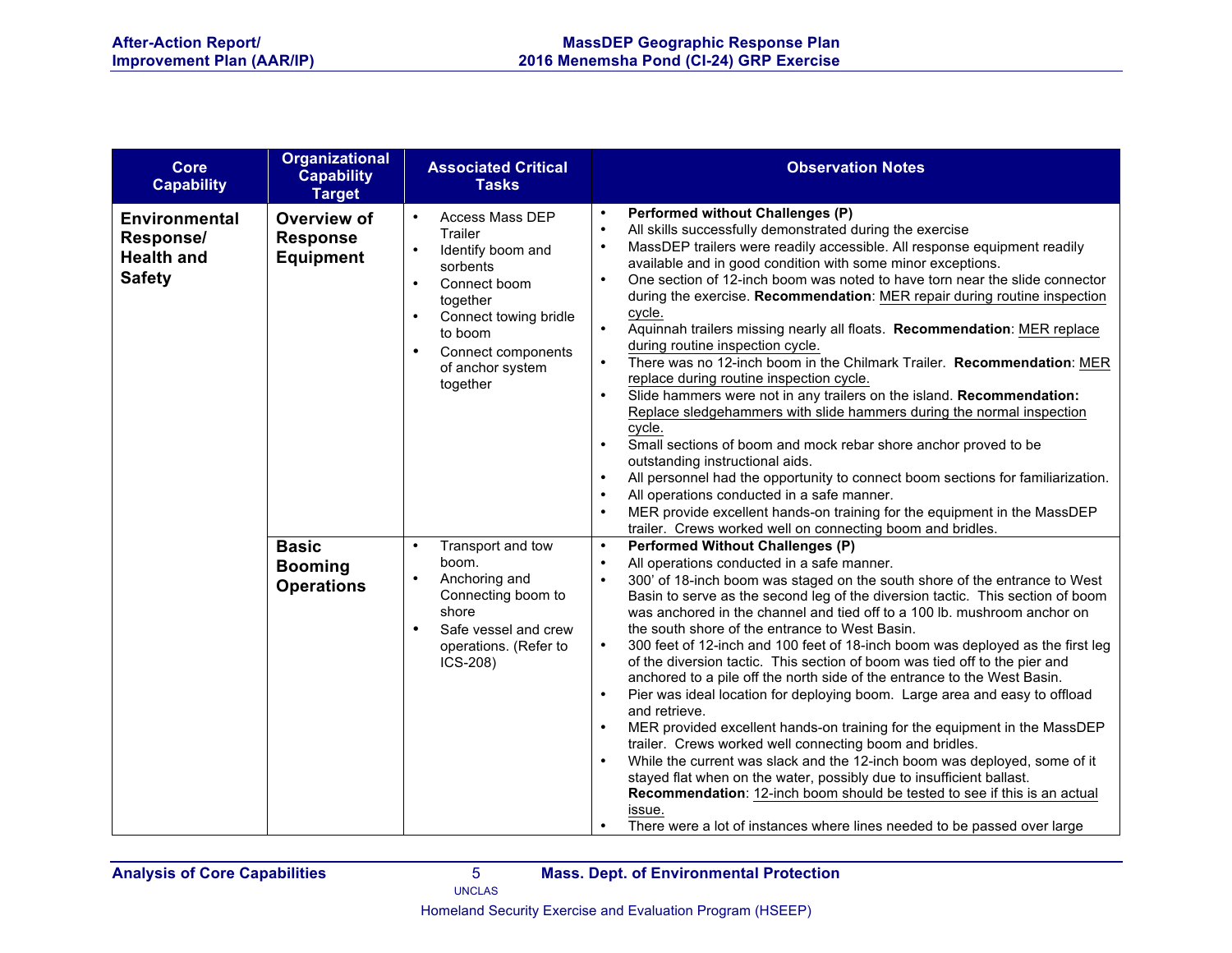| Core Capability | Organizational Capability Target | Associated Critical Tasks | Observation Notes |
|---|---|---|---|
| **Environmental Response/ Health and Safety** | **Overview of Response Equipment** | • Access Mass DEP Trailer<br>• Identify boom and sorbents<br>• Connect boom together<br>• Connect towing bridle to boom<br>• Connect components of anchor system together | • **Performed without Challenges (P)**<br>• All skills successfully demonstrated during the exercise<br>• MassDEP trailers were readily accessible. All response equipment readily available and in good condition with some minor exceptions.<br>• One section of 12-inch boom was noted to have torn near the slide connector during the exercise. **Recommendation**: MER repair during routine inspection cycle.<br>• Aquinnah trailers missing nearly all floats. **Recommendation**: MER replace during routine inspection cycle.<br>• There was no 12-inch boom in the Chilmark Trailer. **Recommendation**: MER replace during routine inspection cycle.<br>• Slide hammers were not in any trailers on the island. **Recommendation:** Replace sledgehammers with slide hammers during the normal inspection cycle.<br>• Small sections of boom and mock rebar shore anchor proved to be outstanding instructional aids.<br>• All personnel had the opportunity to connect boom sections for familiarization.<br>• All operations conducted in a safe manner.<br>• MER provide excellent hands-on training for the equipment in the MassDEP trailer. Crews worked well on connecting boom and bridles. |
| | **Basic Booming Operations** | • Transport and tow boom.<br>• Anchoring and Connecting boom to shore<br>• Safe vessel and crew operations. (Refer to ICS-208) | • **Performed Without Challenges (P)**<br>• All operations conducted in a safe manner.<br>• 300' of 18-inch boom was staged on the south shore of the entrance to West Basin to serve as the second leg of the diversion tactic. This section of boom was anchored in the channel and tied off to a 100 lb. mushroom anchor on the south shore of the entrance to West Basin.<br>• 300 feet of 12-inch and 100 feet of 18-inch boom was deployed as the first leg of the diversion tactic. This section of boom was tied off to the pier and anchored to a pile off the north side of the entrance to the West Basin.<br>• Pier was ideal location for deploying boom. Large area and easy to offload and retrieve.<br>• MER provided excellent hands-on training for the equipment in the MassDEP trailer. Crews worked well connecting boom and bridles.<br>• While the current was slack and the 12-inch boom was deployed, some of it stayed flat when on the water, possibly due to insufficient ballast. **Recommendation**: 12-inch boom should be tested to see if this is an actual issue.<br>• There were a lot of instances where lines needed to be passed over large |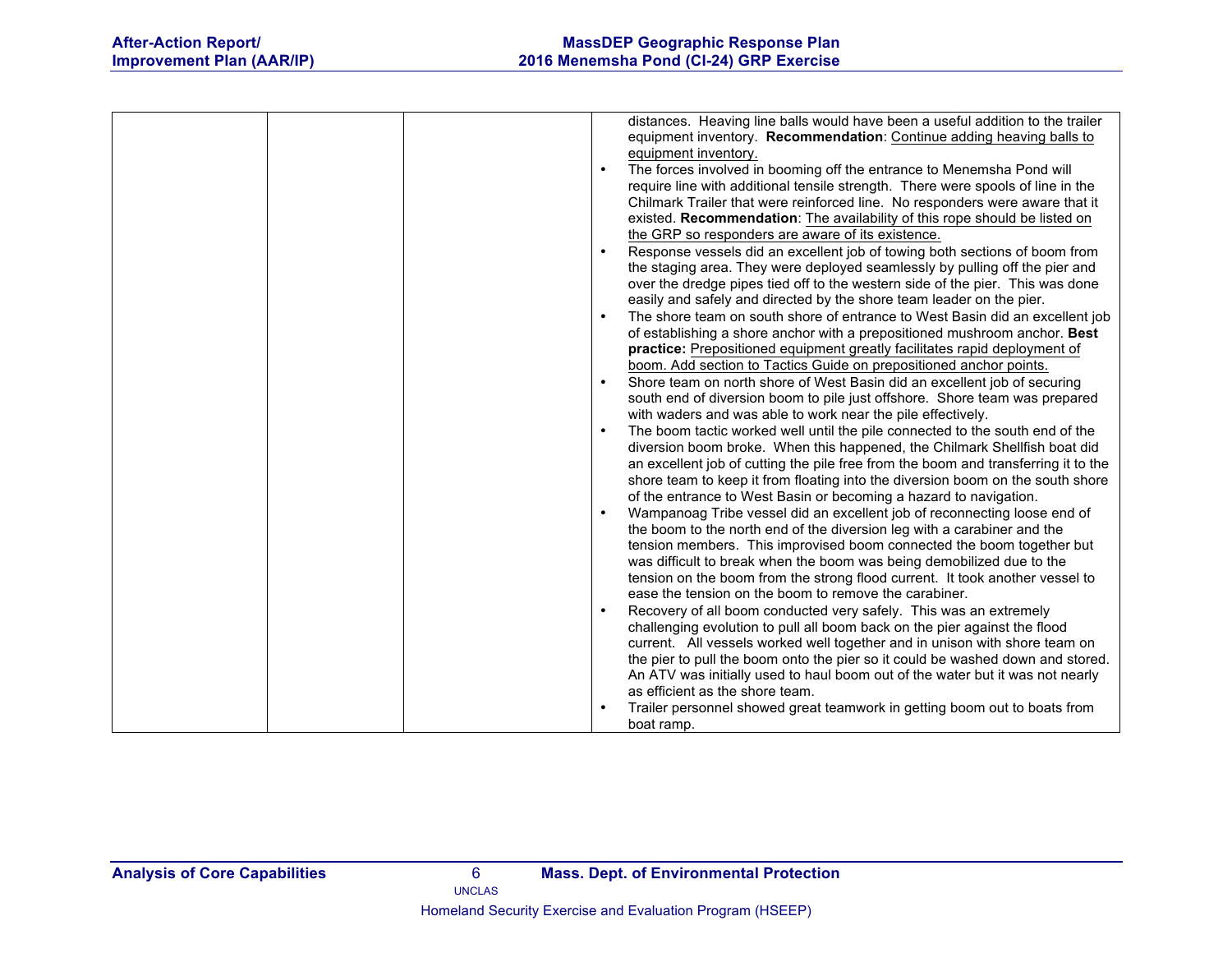| | | | |
|---|---|---|---|
| | | | distances. Heaving line balls would have been a useful addition to the trailer equipment inventory. **Recommendation**: Continue adding heaving balls to equipment inventory.<br>• The forces involved in booming off the entrance to Menemsha Pond will require line with additional tensile strength. There were spools of line in the Chilmark Trailer that were reinforced line. No responders were aware that it existed. **Recommendation**: The availability of this rope should be listed on the GRP so responders are aware of its existence.<br>• Response vessels did an excellent job of towing both sections of boom from the staging area. They were deployed seamlessly by pulling off the pier and over the dredge pipes tied off to the western side of the pier. This was done easily and safely and directed by the shore team leader on the pier.<br>• The shore team on south shore of entrance to West Basin did an excellent job of establishing a shore anchor with a prepositioned mushroom anchor. **Best practice:** Prepositioned equipment greatly facilitates rapid deployment of boom. Add section to Tactics Guide on prepositioned anchor points.<br>• Shore team on north shore of West Basin did an excellent job of securing south end of diversion boom to pile just offshore. Shore team was prepared with waders and was able to work near the pile effectively.<br>• The boom tactic worked well until the pile connected to the south end of the diversion boom broke. When this happened, the Chilmark Shellfish boat did an excellent job of cutting the pile free from the boom and transferring it to the shore team to keep it from floating into the diversion boom on the south shore of the entrance to West Basin or becoming a hazard to navigation.<br>• Wampanoag Tribe vessel did an excellent job of reconnecting loose end of the boom to the north end of the diversion leg with a carabiner and the tension members. This improvised boom connected the boom together but was difficult to break when the boom was being demobilized due to the tension on the boom from the strong flood current. It took another vessel to ease the tension on the boom to remove the carabiner.<br>• Recovery of all boom conducted very safely. This was an extremely challenging evolution to pull all boom back on the pier against the flood current. All vessels worked well together and in unison with shore team on the pier to pull the boom onto the pier so it could be washed down and stored. An ATV was initially used to haul boom out of the water but it was not nearly as efficient as the shore team.<br>• Trailer personnel showed great teamwork in getting boom out to boats from boat ramp. |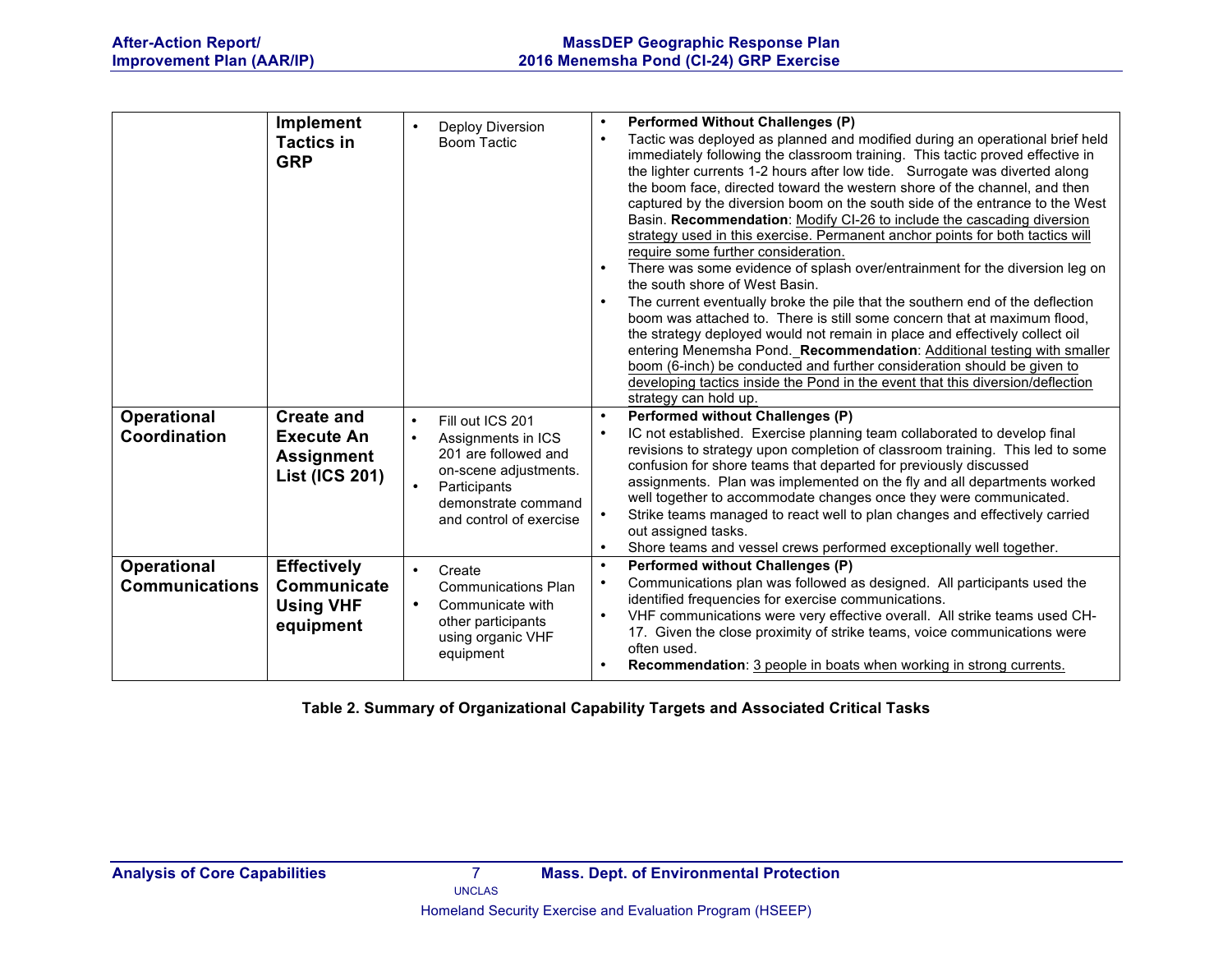| | | | |
|---|---|---|---|
| | **Implement Tactics in GRP** | • Deploy Diversion Boom Tactic | • **Performed Without Challenges (P)**<br>• Tactic was deployed as planned and modified during an operational brief held immediately following the classroom training. This tactic proved effective in the lighter currents 1-2 hours after low tide. Surrogate was diverted along the boom face, directed toward the western shore of the channel, and then captured by the diversion boom on the south side of the entrance to the West Basin. **Recommendation**: Modify CI-26 to include the cascading diversion strategy used in this exercise. Permanent anchor points for both tactics will require some further consideration.<br>• There was some evidence of splash over/entrainment for the diversion leg on the south shore of West Basin.<br>• The current eventually broke the pile that the southern end of the deflection boom was attached to. There is still some concern that at maximum flood, the strategy deployed would not remain in place and effectively collect oil entering Menemsha Pond. **Recommendation**: Additional testing with smaller boom (6-inch) be conducted and further consideration should be given to developing tactics inside the Pond in the event that this diversion/deflection strategy can hold up. |
| **Operational Coordination** | **Create and Execute An Assignment List (ICS 201)** | • Fill out ICS 201<br>• Assignments in ICS 201 are followed and on-scene adjustments.<br>• Participants demonstrate command and control of exercise | • **Performed without Challenges (P)**<br>• IC not established. Exercise planning team collaborated to develop final revisions to strategy upon completion of classroom training. This led to some confusion for shore teams that departed for previously discussed assignments. Plan was implemented on the fly and all departments worked well together to accommodate changes once they were communicated.<br>• Strike teams managed to react well to plan changes and effectively carried out assigned tasks.<br>• Shore teams and vessel crews performed exceptionally well together. |
| **Operational Communications** | **Effectively Communicate Using VHF equipment** | • Create Communications Plan<br>• Communicate with other participants using organic VHF equipment | • **Performed without Challenges (P)**<br>• Communications plan was followed as designed. All participants used the identified frequencies for exercise communications.<br>• VHF communications were very effective overall. All strike teams used CH-17. Given the close proximity of strike teams, voice communications were often used.<br>• **Recommendation**: 3 people in boats when working in strong currents. |

**Table 2. Summary of Organizational Capability Targets and Associated Critical Tasks**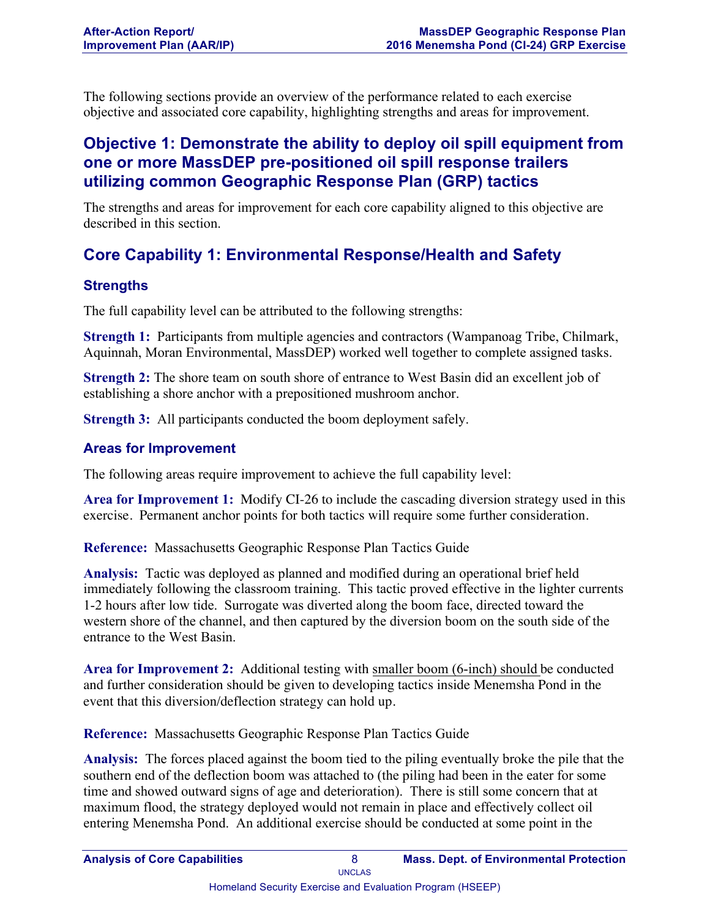The following sections provide an overview of the performance related to each exercise objective and associated core capability, highlighting strengths and areas for improvement.

## Objective 1: Demonstrate the ability to deploy oil spill equipment from one or more MassDEP pre-positioned oil spill response trailers utilizing common Geographic Response Plan (GRP) tactics

The strengths and areas for improvement for each core capability aligned to this objective are described in this section.

## Core Capability 1: Environmental Response/Health and Safety

### Strengths

The full capability level can be attributed to the following strengths:

**Strength 1:** Participants from multiple agencies and contractors (Wampanoag Tribe, Chilmark, Aquinnah, Moran Environmental, MassDEP) worked well together to complete assigned tasks.

**Strength 2:** The shore team on south shore of entrance to West Basin did an excellent job of establishing a shore anchor with a prepositioned mushroom anchor.

**Strength 3:** All participants conducted the boom deployment safely.

### Areas for Improvement

The following areas require improvement to achieve the full capability level:

**Area for Improvement 1:** Modify CI-26 to include the cascading diversion strategy used in this exercise. Permanent anchor points for both tactics will require some further consideration.

**Reference:** Massachusetts Geographic Response Plan Tactics Guide

**Analysis:** Tactic was deployed as planned and modified during an operational brief held immediately following the classroom training. This tactic proved effective in the lighter currents 1-2 hours after low tide. Surrogate was diverted along the boom face, directed toward the western shore of the channel, and then captured by the diversion boom on the south side of the entrance to the West Basin.

**Area for Improvement 2:** Additional testing with smaller boom (6-inch) should be conducted and further consideration should be given to developing tactics inside Menemsha Pond in the event that this diversion/deflection strategy can hold up.

**Reference:** Massachusetts Geographic Response Plan Tactics Guide

**Analysis:** The forces placed against the boom tied to the piling eventually broke the pile that the southern end of the deflection boom was attached to (the piling had been in the eater for some time and showed outward signs of age and deterioration). There is still some concern that at maximum flood, the strategy deployed would not remain in place and effectively collect oil entering Menemsha Pond. An additional exercise should be conducted at some point in the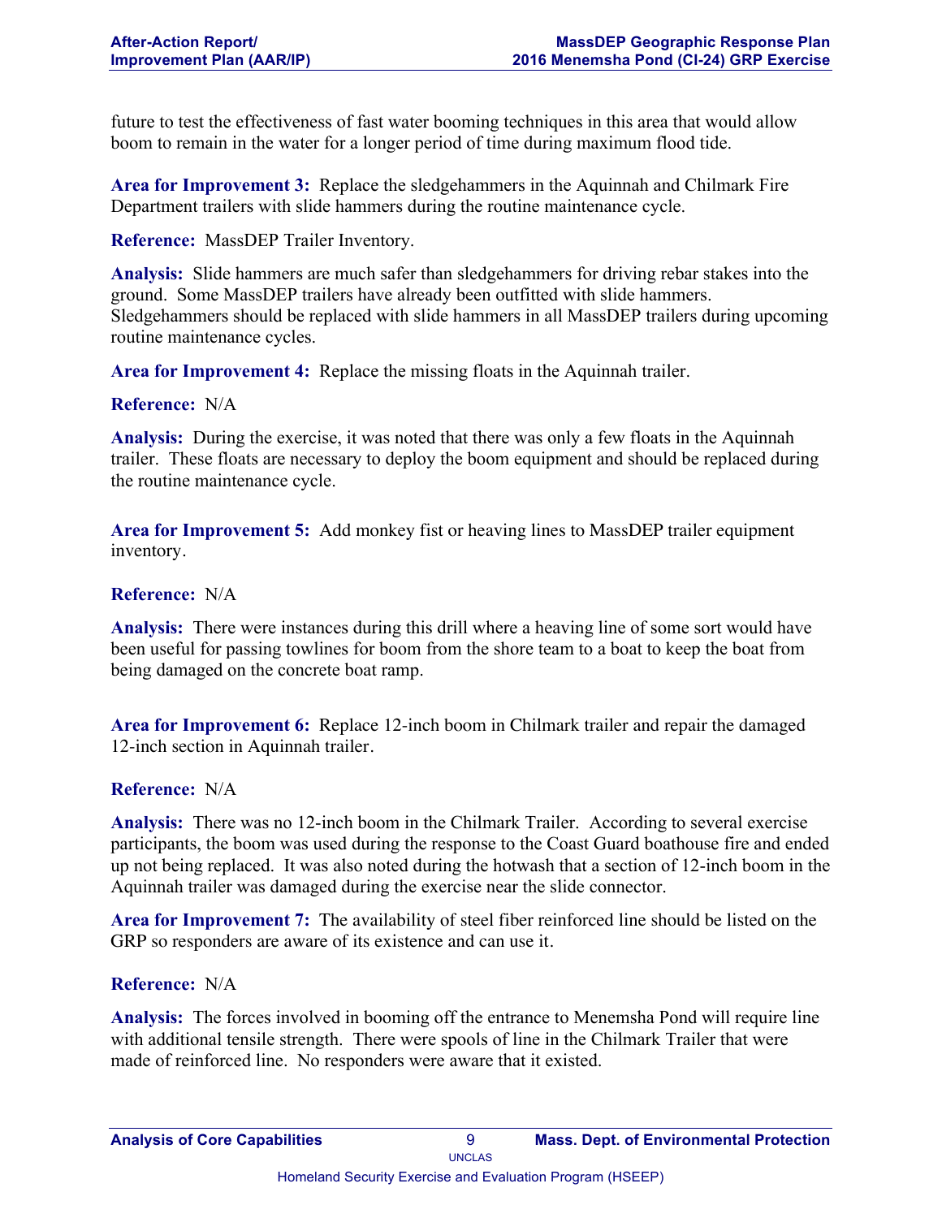future to test the effectiveness of fast water booming techniques in this area that would allow boom to remain in the water for a longer period of time during maximum flood tide.

**Area for Improvement 3:** Replace the sledgehammers in the Aquinnah and Chilmark Fire Department trailers with slide hammers during the routine maintenance cycle.

**Reference:** MassDEP Trailer Inventory.

**Analysis:** Slide hammers are much safer than sledgehammers for driving rebar stakes into the ground. Some MassDEP trailers have already been outfitted with slide hammers. Sledgehammers should be replaced with slide hammers in all MassDEP trailers during upcoming routine maintenance cycles.

**Area for Improvement 4:** Replace the missing floats in the Aquinnah trailer.

**Reference:** N/A

**Analysis:** During the exercise, it was noted that there was only a few floats in the Aquinnah trailer. These floats are necessary to deploy the boom equipment and should be replaced during the routine maintenance cycle.

**Area for Improvement 5:** Add monkey fist or heaving lines to MassDEP trailer equipment inventory.

**Reference:** N/A

**Analysis:** There were instances during this drill where a heaving line of some sort would have been useful for passing towlines for boom from the shore team to a boat to keep the boat from being damaged on the concrete boat ramp.

**Area for Improvement 6:** Replace 12-inch boom in Chilmark trailer and repair the damaged 12-inch section in Aquinnah trailer.

**Reference:** N/A

**Analysis:** There was no 12-inch boom in the Chilmark Trailer. According to several exercise participants, the boom was used during the response to the Coast Guard boathouse fire and ended up not being replaced. It was also noted during the hotwash that a section of 12-inch boom in the Aquinnah trailer was damaged during the exercise near the slide connector.

**Area for Improvement 7:** The availability of steel fiber reinforced line should be listed on the GRP so responders are aware of its existence and can use it.

**Reference:** N/A

**Analysis:** The forces involved in booming off the entrance to Menemsha Pond will require line with additional tensile strength. There were spools of line in the Chilmark Trailer that were made of reinforced line. No responders were aware that it existed.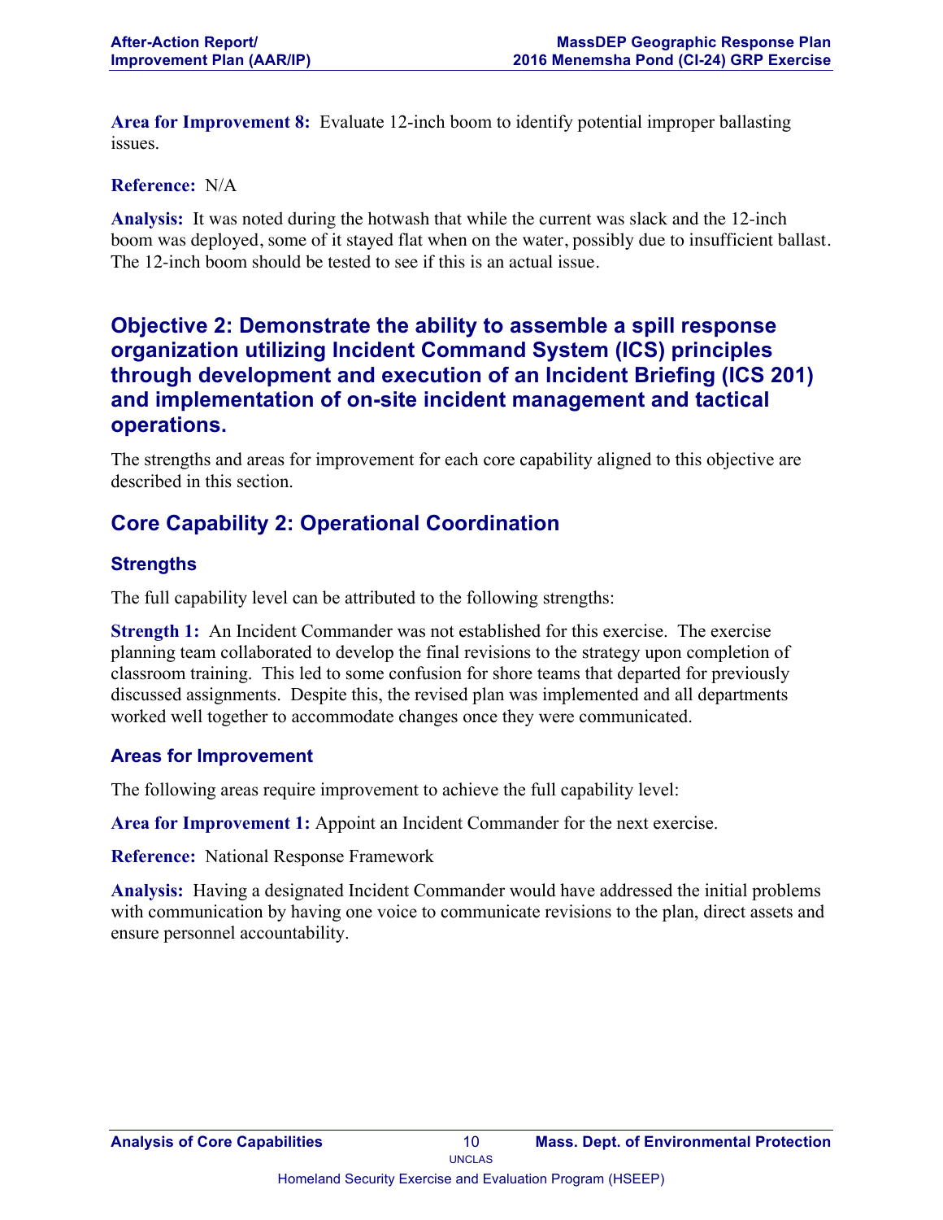**Area for Improvement 8:** Evaluate 12-inch boom to identify potential improper ballasting issues.

**Reference:** N/A

**Analysis:** It was noted during the hotwash that while the current was slack and the 12-inch boom was deployed, some of it stayed flat when on the water, possibly due to insufficient ballast. The 12-inch boom should be tested to see if this is an actual issue.

## Objective 2: Demonstrate the ability to assemble a spill response organization utilizing Incident Command System (ICS) principles through development and execution of an Incident Briefing (ICS 201) and implementation of on-site incident management and tactical operations.

The strengths and areas for improvement for each core capability aligned to this objective are described in this section.

## Core Capability 2: Operational Coordination

### Strengths

The full capability level can be attributed to the following strengths:

**Strength 1:** An Incident Commander was not established for this exercise. The exercise planning team collaborated to develop the final revisions to the strategy upon completion of classroom training. This led to some confusion for shore teams that departed for previously discussed assignments. Despite this, the revised plan was implemented and all departments worked well together to accommodate changes once they were communicated.

### Areas for Improvement

The following areas require improvement to achieve the full capability level:

**Area for Improvement 1:** Appoint an Incident Commander for the next exercise.

**Reference:** National Response Framework

**Analysis:** Having a designated Incident Commander would have addressed the initial problems with communication by having one voice to communicate revisions to the plan, direct assets and ensure personnel accountability.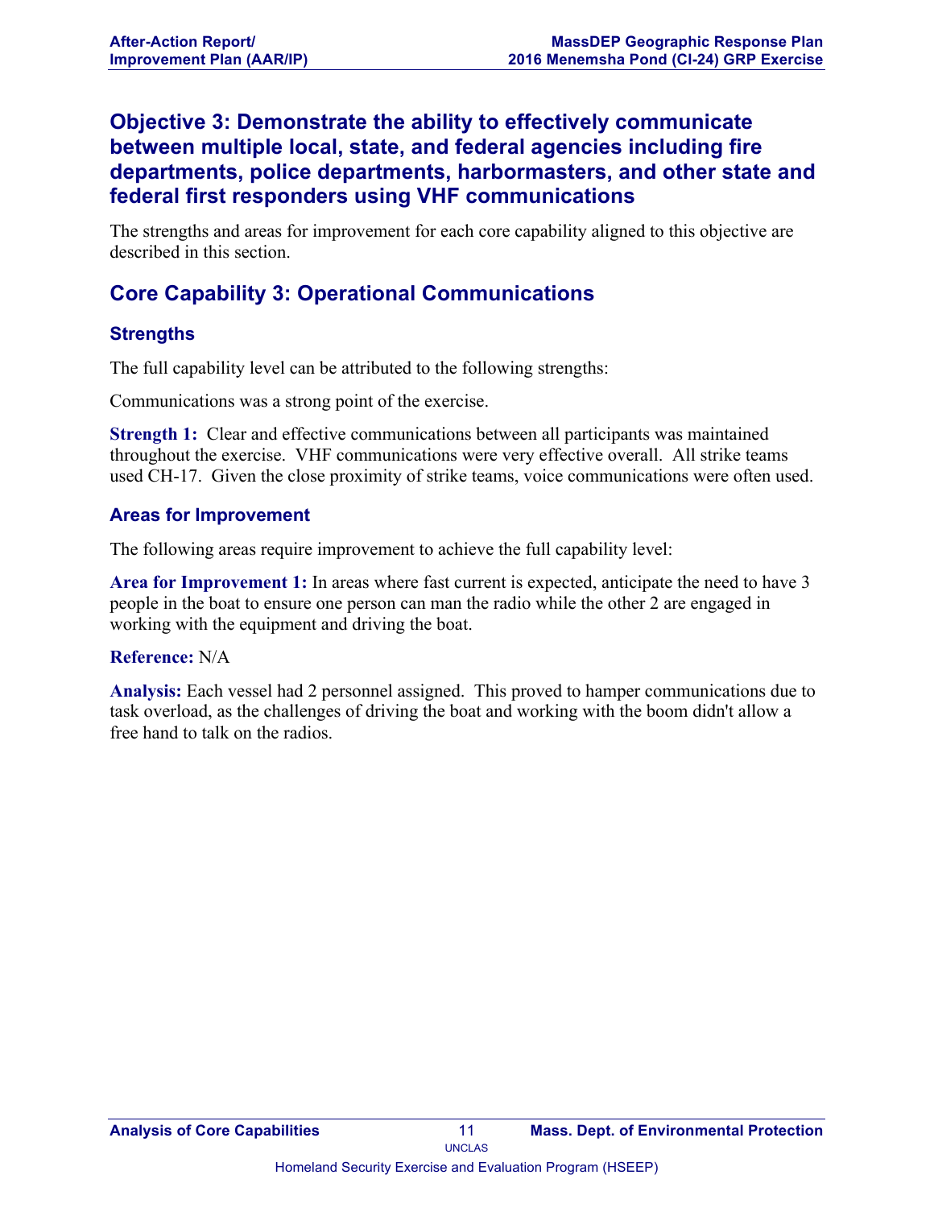## Objective 3: Demonstrate the ability to effectively communicate between multiple local, state, and federal agencies including fire departments, police departments, harbormasters, and other state and federal first responders using VHF communications

The strengths and areas for improvement for each core capability aligned to this objective are described in this section.

## Core Capability 3: Operational Communications

### Strengths

The full capability level can be attributed to the following strengths:

Communications was a strong point of the exercise.

**Strength 1:** Clear and effective communications between all participants was maintained throughout the exercise. VHF communications were very effective overall. All strike teams used CH-17. Given the close proximity of strike teams, voice communications were often used.

### Areas for Improvement

The following areas require improvement to achieve the full capability level:

**Area for Improvement 1:** In areas where fast current is expected, anticipate the need to have 3 people in the boat to ensure one person can man the radio while the other 2 are engaged in working with the equipment and driving the boat.

**Reference:** N/A

**Analysis:** Each vessel had 2 personnel assigned. This proved to hamper communications due to task overload, as the challenges of driving the boat and working with the boom didn't allow a free hand to talk on the radios.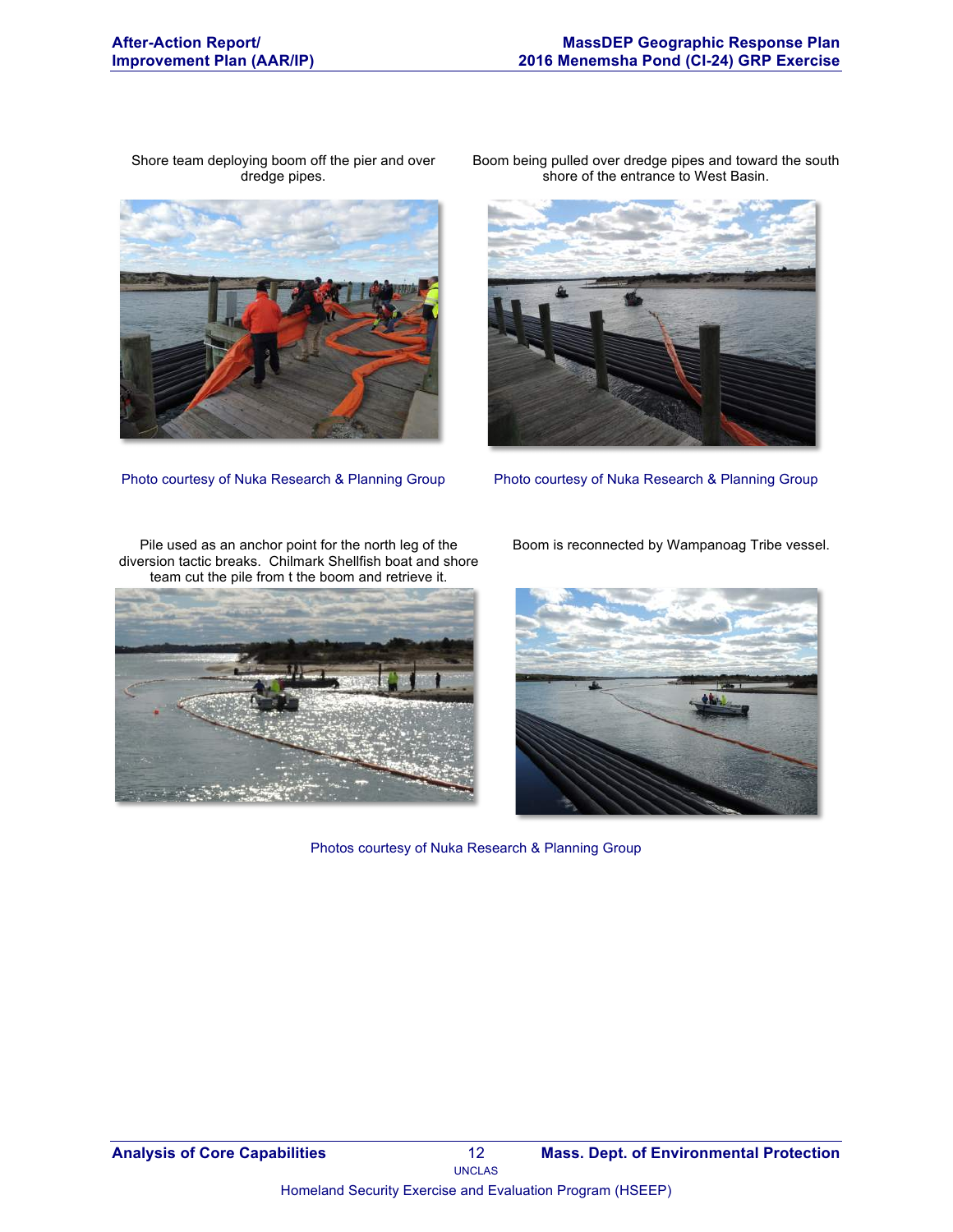Shore team deploying boom off the pier and over dredge pipes.

Photo courtesy of Nuka Research & Planning Group

Boom being pulled over dredge pipes and toward the south shore of the entrance to West Basin.

Photo courtesy of Nuka Research & Planning Group

Pile used as an anchor point for the north leg of the diversion tactic breaks. Chilmark Shellfish boat and shore team cut the pile from t the boom and retrieve it.

Boom is reconnected by Wampanoag Tribe vessel.

Photos courtesy of Nuka Research & Planning Group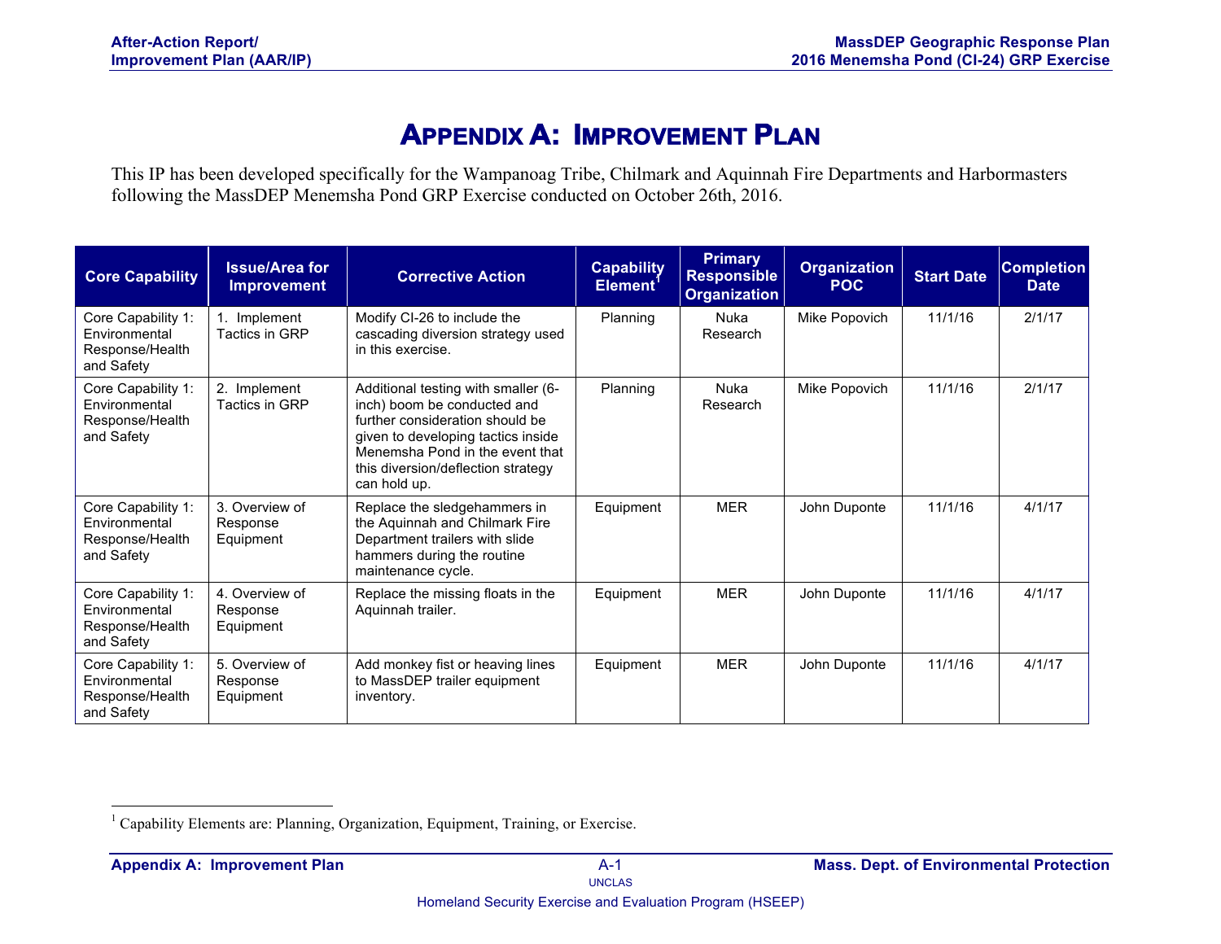# Appendix A: Improvement Plan

This IP has been developed specifically for the Wampanoag Tribe, Chilmark and Aquinnah Fire Departments and Harbormasters following the MassDEP Menemsha Pond GRP Exercise conducted on October 26th, 2016.

| Core Capability | Issue/Area for Improvement | Corrective Action | Capability Element[1] | Primary Responsible Organization | Organization POC | Start Date | Completion Date |
|---|---|---|---|---|---|---|---|
| Core Capability 1: Environmental Response/Health and Safety | 1. Implement Tactics in GRP | Modify CI-26 to include the cascading diversion strategy used in this exercise. | Planning | Nuka Research | Mike Popovich | 11/1/16 | 2/1/17 |
| Core Capability 1: Environmental Response/Health and Safety | 2. Implement Tactics in GRP | Additional testing with smaller (6-inch) boom be conducted and further consideration should be given to developing tactics inside Menemsha Pond in the event that this diversion/deflection strategy can hold up. | Planning | Nuka Research | Mike Popovich | 11/1/16 | 2/1/17 |
| Core Capability 1: Environmental Response/Health and Safety | 3. Overview of Response Equipment | Replace the sledgehammers in the Aquinnah and Chilmark Fire Department trailers with slide hammers during the routine maintenance cycle. | Equipment | MER | John Duponte | 11/1/16 | 4/1/17 |
| Core Capability 1: Environmental Response/Health and Safety | 4. Overview of Response Equipment | Replace the missing floats in the Aquinnah trailer. | Equipment | MER | John Duponte | 11/1/16 | 4/1/17 |
| Core Capability 1: Environmental Response/Health and Safety | 5. Overview of Response Equipment | Add monkey fist or heaving lines to MassDEP trailer equipment inventory. | Equipment | MER | John Duponte | 11/1/16 | 4/1/17 |

[1] Capability Elements are: Planning, Organization, Equipment, Training, or Exercise.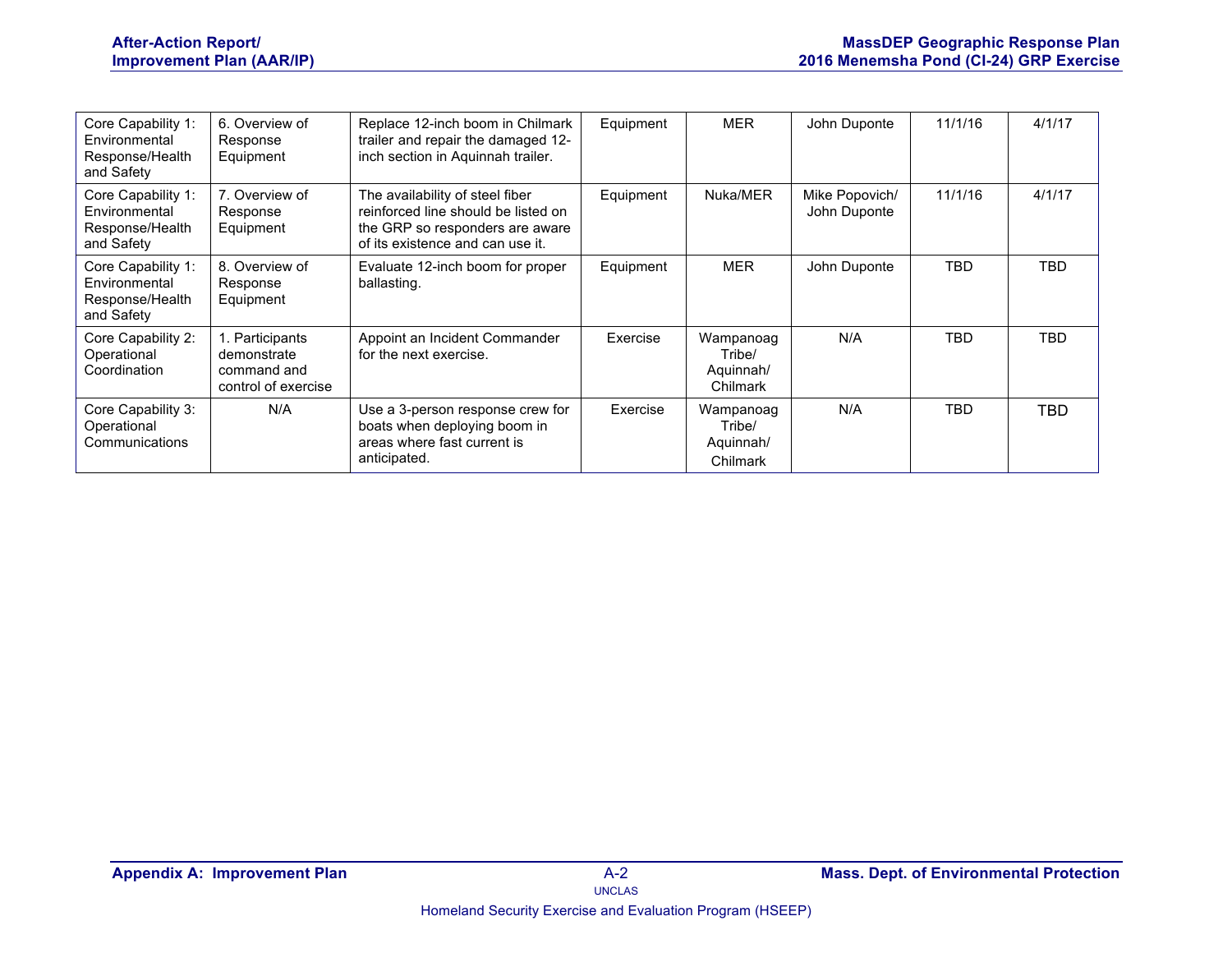| Core Capability 1: Environmental Response/Health and Safety | 6. Overview of Response Equipment | Replace 12-inch boom in Chilmark trailer and repair the damaged 12-inch section in Aquinnah trailer. | Equipment | MER | John Duponte | 11/1/16 | 4/1/17 |
|---|---|---|---|---|---|---|---|
| Core Capability 1: Environmental Response/Health and Safety | 7. Overview of Response Equipment | The availability of steel fiber reinforced line should be listed on the GRP so responders are aware of its existence and can use it. | Equipment | Nuka/MER | Mike Popovich/ John Duponte | 11/1/16 | 4/1/17 |
| Core Capability 1: Environmental Response/Health and Safety | 8. Overview of Response Equipment | Evaluate 12-inch boom for proper ballasting. | Equipment | MER | John Duponte | TBD | TBD |
| Core Capability 2: Operational Coordination | 1. Participants demonstrate command and control of exercise | Appoint an Incident Commander for the next exercise. | Exercise | Wampanoag Tribe/ Aquinnah/ Chilmark | N/A | TBD | TBD |
| Core Capability 3: Operational Communications | N/A | Use a 3-person response crew for boats when deploying boom in areas where fast current is anticipated. | Exercise | Wampanoag Tribe/ Aquinnah/ Chilmark | N/A | TBD | TBD |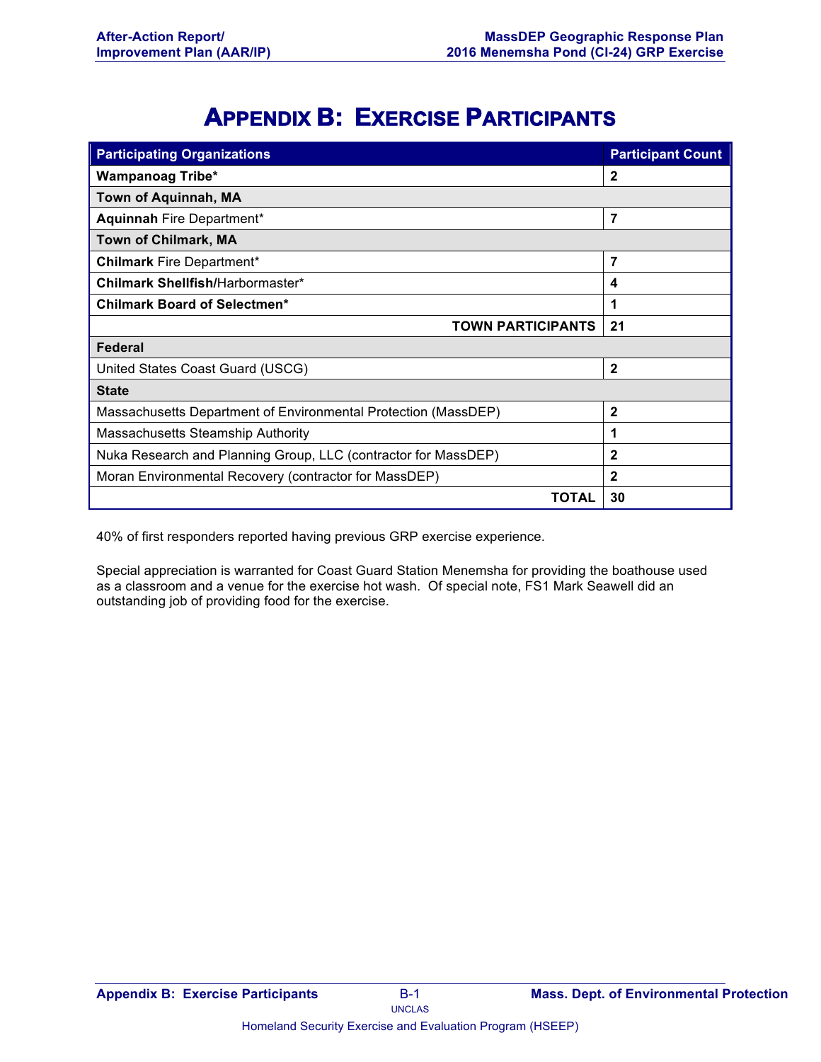# Appendix B: Exercise Participants

| Participating Organizations | Participant Count |
|---|---|
| **Wampanoag Tribe*** | **2** |
| **Town of Aquinnah, MA** | |
| **Aquinnah** Fire Department* | **7** |
| **Town of Chilmark, MA** | |
| **Chilmark** Fire Department* | **7** |
| **Chilmark Shellfish**/Harbormaster* | **4** |
| **Chilmark Board of Selectmen*** | **1** |
| **TOWN PARTICIPANTS** | **21** |
| **Federal** | |
| United States Coast Guard (USCG) | **2** |
| **State** | |
| Massachusetts Department of Environmental Protection (MassDEP) | **2** |
| Massachusetts Steamship Authority | **1** |
| Nuka Research and Planning Group, LLC (contractor for MassDEP) | **2** |
| Moran Environmental Recovery (contractor for MassDEP) | **2** |
| **TOTAL** | **30** |

40% of first responders reported having previous GRP exercise experience.

Special appreciation is warranted for Coast Guard Station Menemsha for providing the boathouse used as a classroom and a venue for the exercise hot wash. Of special note, FS1 Mark Seawell did an outstanding job of providing food for the exercise.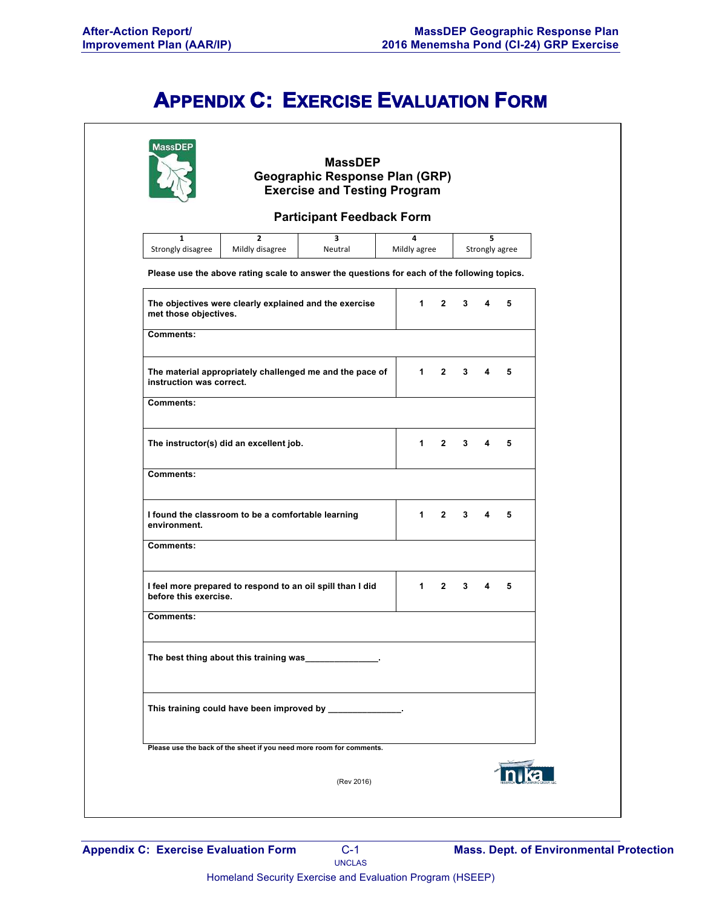# Appendix C: Exercise Evaluation Form

**MassDEP**
**Geographic Response Plan (GRP)**
**Exercise and Testing Program**

## Participant Feedback Form

| 1 | 2 | 3 | 4 | 5 |
|---|---|---|---|---|
| Strongly disagree | Mildly disagree | Neutral | Mildly agree | Strongly agree |

**Please use the above rating scale to answer the questions for each of the following topics.**

| | |
|---|---|
| **The objectives were clearly explained and the exercise met those objectives.** | **1 2 3 4 5** |
| **Comments:** | |
| **The material appropriately challenged me and the pace of instruction was correct.** | **1 2 3 4 5** |
| **Comments:** | |
| **The instructor(s) did an excellent job.** | **1 2 3 4 5** |
| **Comments:** | |
| **I found the classroom to be a comfortable learning environment.** | **1 2 3 4 5** |
| **Comments:** | |
| **I feel more prepared to respond to an oil spill than I did before this exercise.** | **1 2 3 4 5** |
| **Comments:** | |
| **The best thing about this training was_______________.** | |
| **This training could have been improved by _______________.** | |

**Please use the back of the sheet if you need more room for comments.**

(Rev 2016)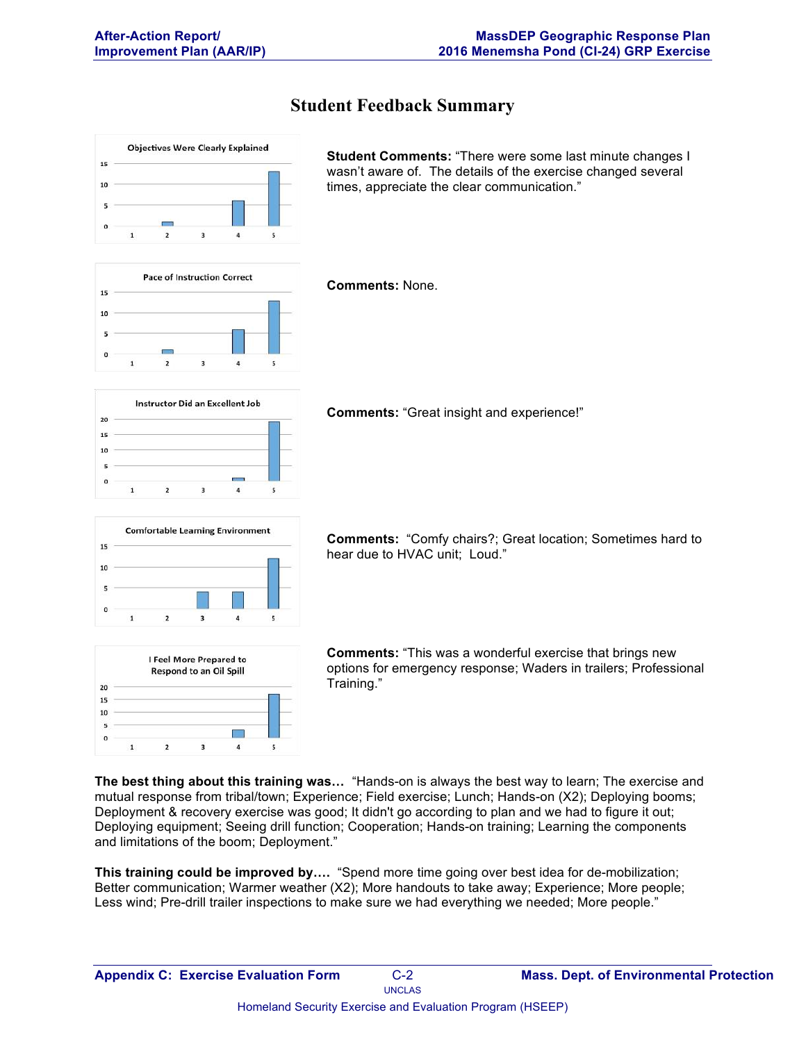# Student Feedback Summary

Objectives Were Clearly Explained

15
10
5
0
1 2 3 4 5

**Student Comments:** "There were some last minute changes I wasn't aware of. The details of the exercise changed several times, appreciate the clear communication."

Pace of Instruction Correct

15
10
5
0
1 2 3 4 5

**Comments:** None.

Instructor Did an Excellent Job

20
15
10
5
0
1 2 3 4 5

**Comments:** "Great insight and experience!"

Comfortable Learning Environment

15
10
5
0
1 2 3 4 5

**Comments:** "Comfy chairs?; Great location; Sometimes hard to hear due to HVAC unit; Loud."

I Feel More Prepared to Respond to an Oil Spill

20
15
10
5
0
1 2 3 4 5

**Comments:** "This was a wonderful exercise that brings new options for emergency response; Waders in trailers; Professional Training."

**The best thing about this training was…** "Hands-on is always the best way to learn; The exercise and mutual response from tribal/town; Experience; Field exercise; Lunch; Hands-on (X2); Deploying booms; Deployment & recovery exercise was good; It didn't go according to plan and we had to figure it out; Deploying equipment; Seeing drill function; Cooperation; Hands-on training; Learning the components and limitations of the boom; Deployment."

**This training could be improved by….** "Spend more time going over best idea for de-mobilization; Better communication; Warmer weather (X2); More handouts to take away; Experience; More people; Less wind; Pre-drill trailer inspections to make sure we had everything we needed; More people."